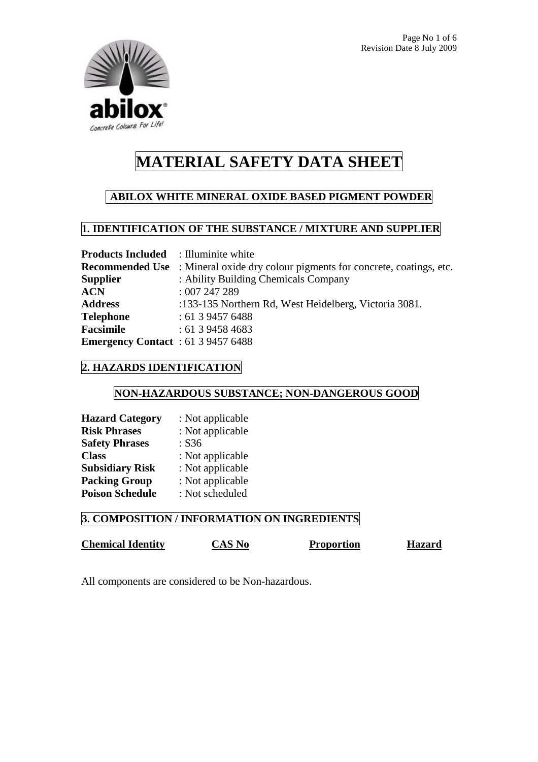# MATERIAL SAFETY DATA SHEET

## ABILOX WHITE MINERAL OXIDE BASED PIGMENT POWDER

## 1. IDENTIFICATION OF THE SUBSTANCE / MIXTURE AND SUPPLIER

**Products Included** : Illuminite white
**Recommended Use** : Mineral oxide dry colour pigments for concrete, coatings, etc.
**Supplier** : Ability Building Chemicals Company
**ACN** : 007 247 289
**Address** :133-135 Northern Rd, West Heidelberg, Victoria 3081.
**Telephone** : 61 3 9457 6488
**Facsimile** : 61 3 9458 4683
**Emergency Contact** : 61 3 9457 6488

## 2. HAZARDS IDENTIFICATION

### NON-HAZARDOUS SUBSTANCE; NON-DANGEROUS GOOD

**Hazard Category** : Not applicable
**Risk Phrases** : Not applicable
**Safety Phrases** : S36
**Class** : Not applicable
**Subsidiary Risk** : Not applicable
**Packing Group** : Not applicable
**Poison Schedule** : Not scheduled

## 3. COMPOSITION / INFORMATION ON INGREDIENTS

| Chemical Identity | CAS No | Proportion | Hazard |
|---|---|---|---|

All components are considered to be Non-hazardous.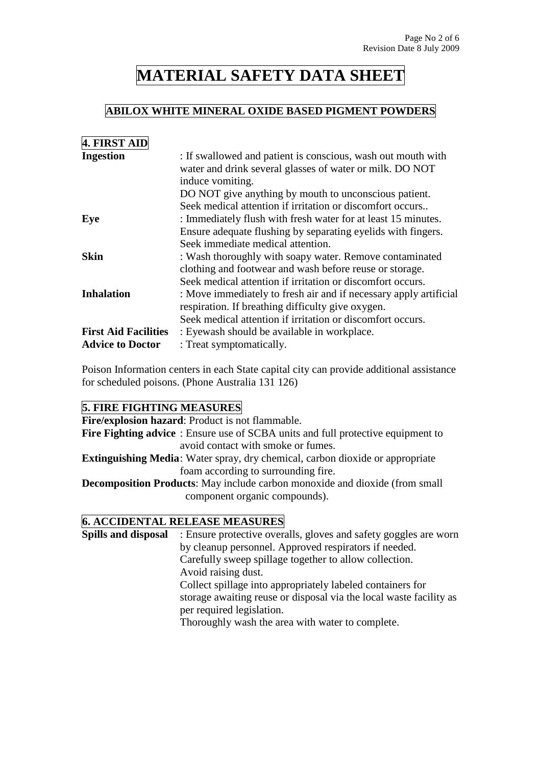# MATERIAL SAFETY DATA SHEET

## ABILOX WHITE MINERAL OXIDE BASED PIGMENT POWDERS

### 4. FIRST AID

**Ingestion** : If swallowed and patient is conscious, wash out mouth with water and drink several glasses of water or milk. DO NOT induce vomiting.
DO NOT give anything by mouth to unconscious patient.
Seek medical attention if irritation or discomfort occurs..

**Eye** : Immediately flush with fresh water for at least 15 minutes.
Ensure adequate flushing by separating eyelids with fingers.
Seek immediate medical attention.

**Skin** : Wash thoroughly with soapy water. Remove contaminated clothing and footwear and wash before reuse or storage.
Seek medical attention if irritation or discomfort occurs.

**Inhalation** : Move immediately to fresh air and if necessary apply artificial respiration. If breathing difficulty give oxygen.
Seek medical attention if irritation or discomfort occurs.

**First Aid Facilities** : Eyewash should be available in workplace.

**Advice to Doctor** : Treat symptomatically.

Poison Information centers in each State capital city can provide additional assistance for scheduled poisons. (Phone Australia 131 126)

### 5. FIRE FIGHTING MEASURES

**Fire/explosion hazard**: Product is not flammable.

**Fire Fighting advice** : Ensure use of SCBA units and full protective equipment to avoid contact with smoke or fumes.

**Extinguishing Media**: Water spray, dry chemical, carbon dioxide or appropriate foam according to surrounding fire.

**Decomposition Products**: May include carbon monoxide and dioxide (from small component organic compounds).

### 6. ACCIDENTAL RELEASE MEASURES

**Spills and disposal** : Ensure protective overalls, gloves and safety goggles are worn by cleanup personnel. Approved respirators if needed.
Carefully sweep spillage together to allow collection.
Avoid raising dust.
Collect spillage into appropriately labeled containers for storage awaiting reuse or disposal via the local waste facility as per required legislation.
Thoroughly wash the area with water to complete.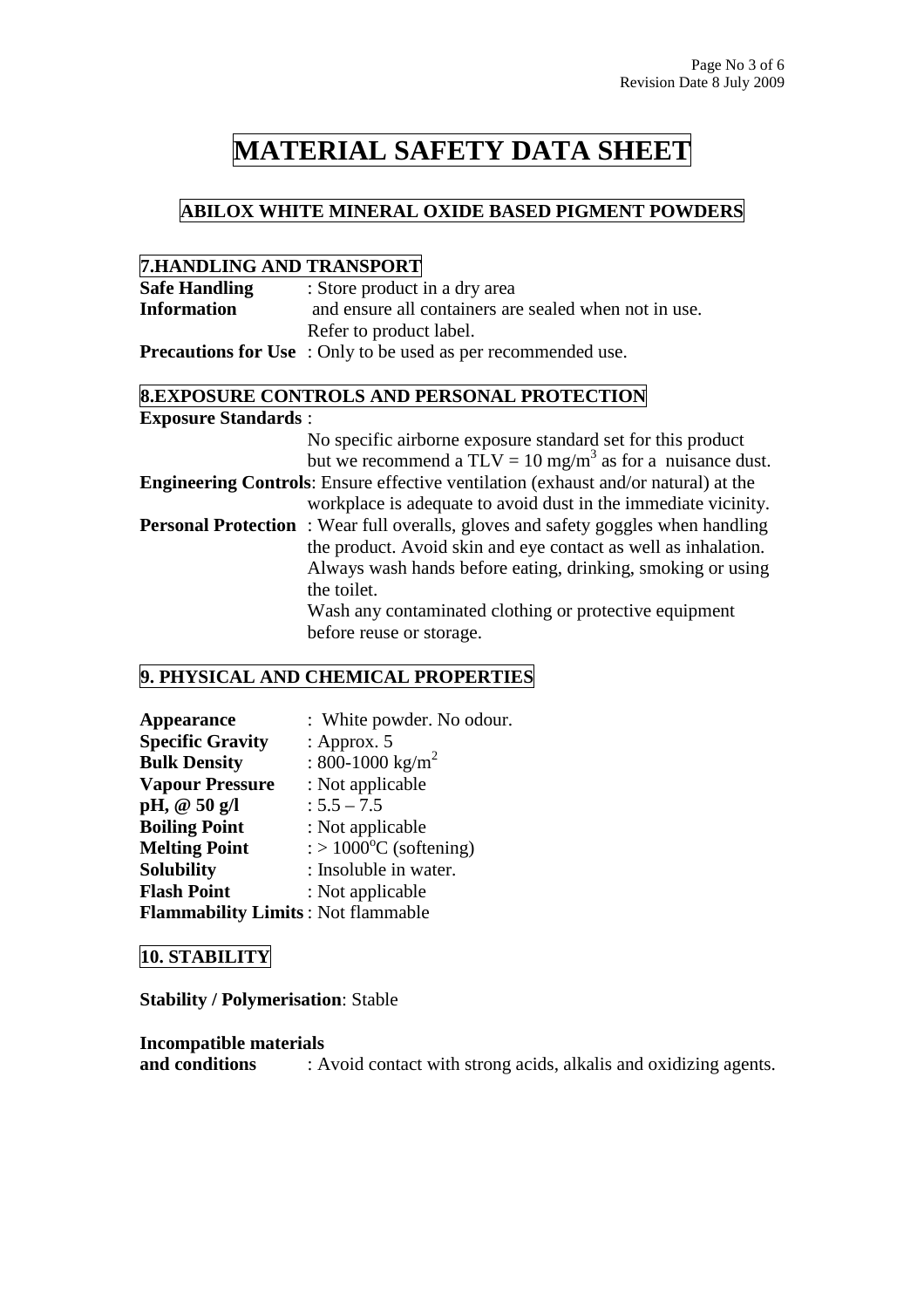# MATERIAL SAFETY DATA SHEET

## ABILOX WHITE MINERAL OXIDE BASED PIGMENT POWDERS

### 7.HANDLING AND TRANSPORT

**Safe Handling Information** : Store product in a dry area and ensure all containers are sealed when not in use. Refer to product label.

**Precautions for Use** : Only to be used as per recommended use.

### 8.EXPOSURE CONTROLS AND PERSONAL PROTECTION

**Exposure Standards** :

No specific airborne exposure standard set for this product but we recommend a TLV = 10 mg/m$^3$ as for a nuisance dust.

**Engineering Controls**: Ensure effective ventilation (exhaust and/or natural) at the workplace is adequate to avoid dust in the immediate vicinity.

**Personal Protection** : Wear full overalls, gloves and safety goggles when handling the product. Avoid skin and eye contact as well as inhalation. Always wash hands before eating, drinking, smoking or using the toilet.

Wash any contaminated clothing or protective equipment before reuse or storage.

### 9. PHYSICAL AND CHEMICAL PROPERTIES

**Appearance** : White powder. No odour.
**Specific Gravity** : Approx. 5
**Bulk Density** : 800-1000 kg/m$^2$
**Vapour Pressure** : Not applicable
**pH, @ 50 g/l** : 5.5 – 7.5
**Boiling Point** : Not applicable
**Melting Point** : > 1000$^o$C (softening)
**Solubility** : Insoluble in water.
**Flash Point** : Not applicable
**Flammability Limits** : Not flammable

### 10. STABILITY

**Stability / Polymerisation**: Stable

**Incompatible materials and conditions** : Avoid contact with strong acids, alkalis and oxidizing agents.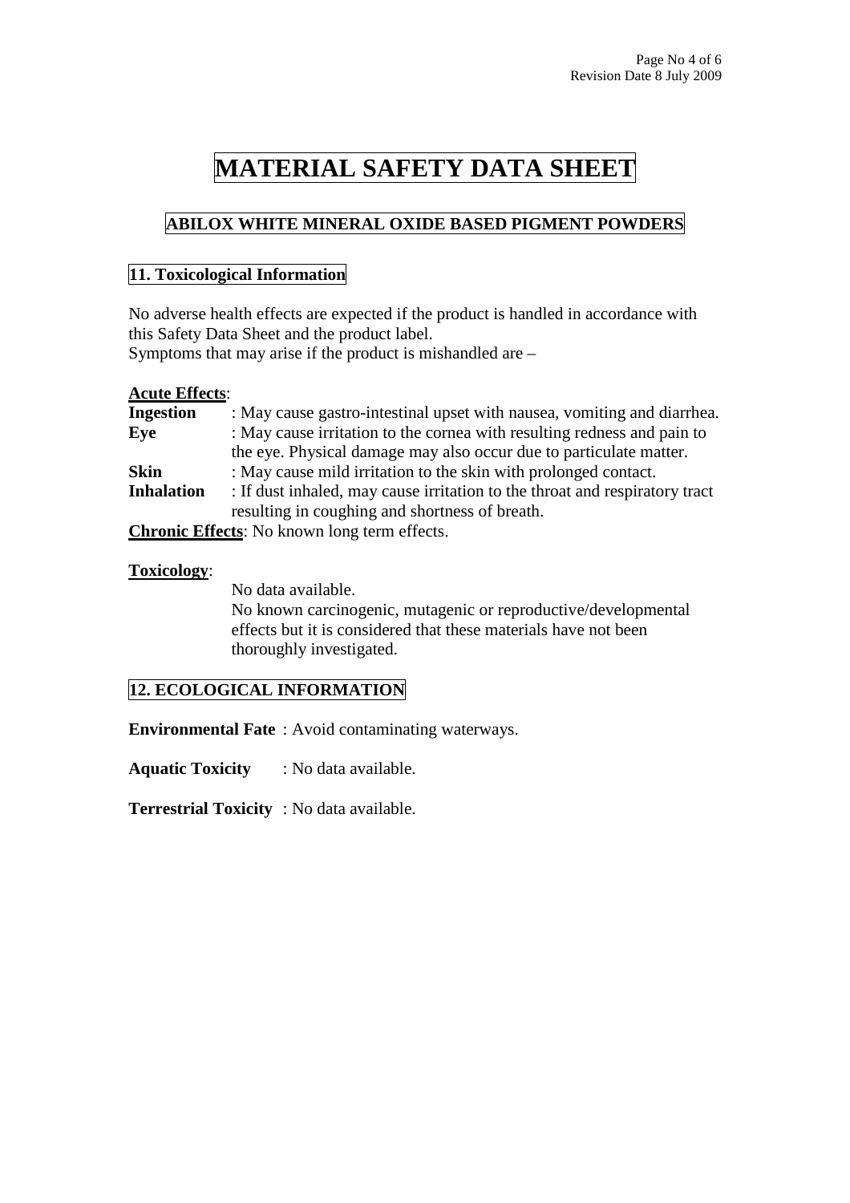# MATERIAL SAFETY DATA SHEET

## ABILOX WHITE MINERAL OXIDE BASED PIGMENT POWDERS

### 11. Toxicological Information

No adverse health effects are expected if the product is handled in accordance with this Safety Data Sheet and the product label.
Symptoms that may arise if the product is mishandled are –

**Acute Effects**:

**Ingestion** : May cause gastro-intestinal upset with nausea, vomiting and diarrhea.

**Eye** : May cause irritation to the cornea with resulting redness and pain to the eye. Physical damage may also occur due to particulate matter.

**Skin** : May cause mild irritation to the skin with prolonged contact.

**Inhalation** : If dust inhaled, may cause irritation to the throat and respiratory tract resulting in coughing and shortness of breath.

**Chronic Effects**: No known long term effects.

**Toxicology**:

No data available.
No known carcinogenic, mutagenic or reproductive/developmental effects but it is considered that these materials have not been thoroughly investigated.

### 12. ECOLOGICAL INFORMATION

**Environmental Fate** : Avoid contaminating waterways.

**Aquatic Toxicity** : No data available.

**Terrestrial Toxicity** : No data available.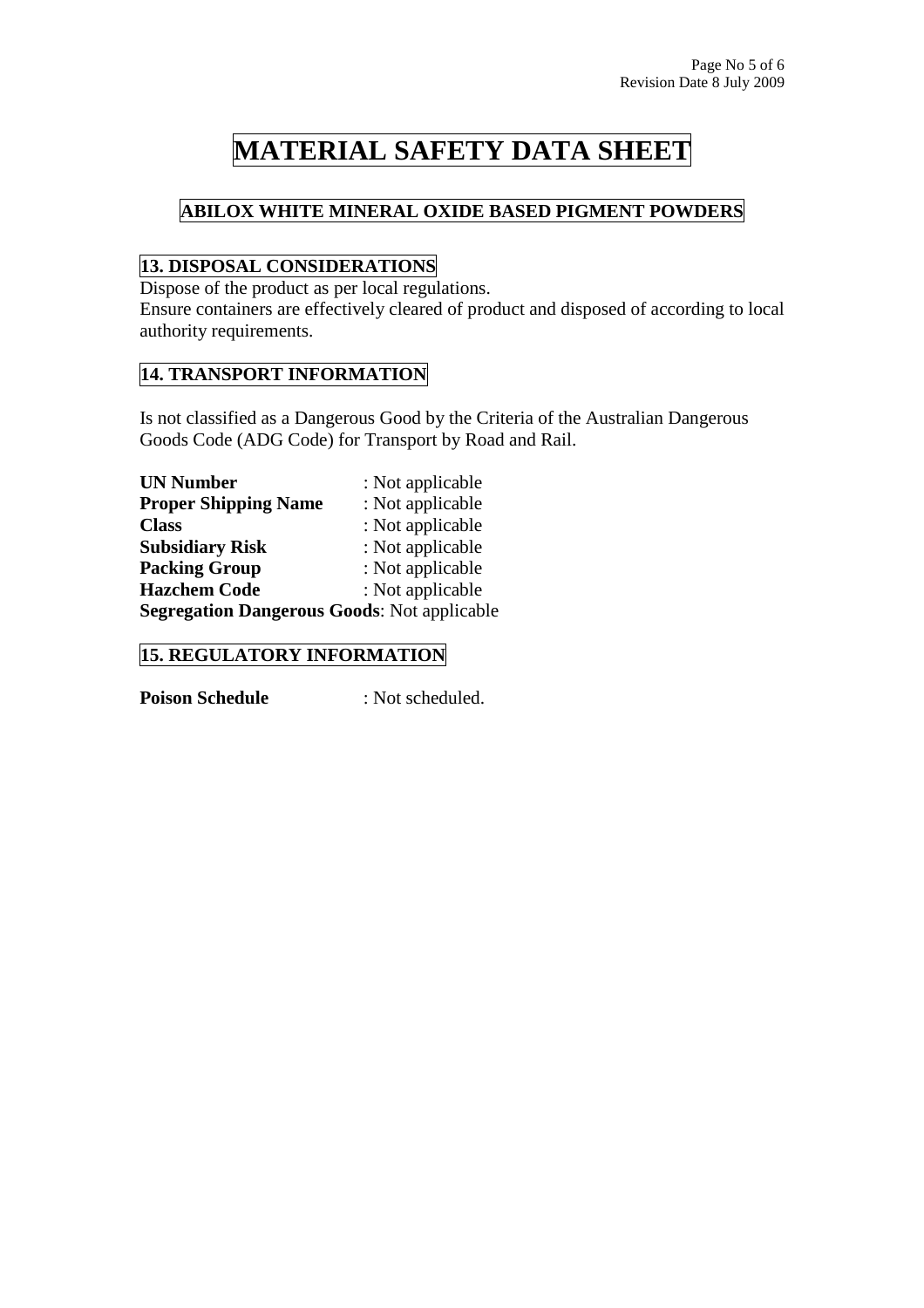# MATERIAL SAFETY DATA SHEET

## ABILOX WHITE MINERAL OXIDE BASED PIGMENT POWDERS

### 13. DISPOSAL CONSIDERATIONS

Dispose of the product as per local regulations.
Ensure containers are effectively cleared of product and disposed of according to local authority requirements.

### 14. TRANSPORT INFORMATION

Is not classified as a Dangerous Good by the Criteria of the Australian Dangerous Goods Code (ADG Code) for Transport by Road and Rail.

**UN Number** : Not applicable
**Proper Shipping Name** : Not applicable
**Class** : Not applicable
**Subsidiary Risk** : Not applicable
**Packing Group** : Not applicable
**Hazchem Code** : Not applicable
**Segregation Dangerous Goods**: Not applicable

### 15. REGULATORY INFORMATION

**Poison Schedule** : Not scheduled.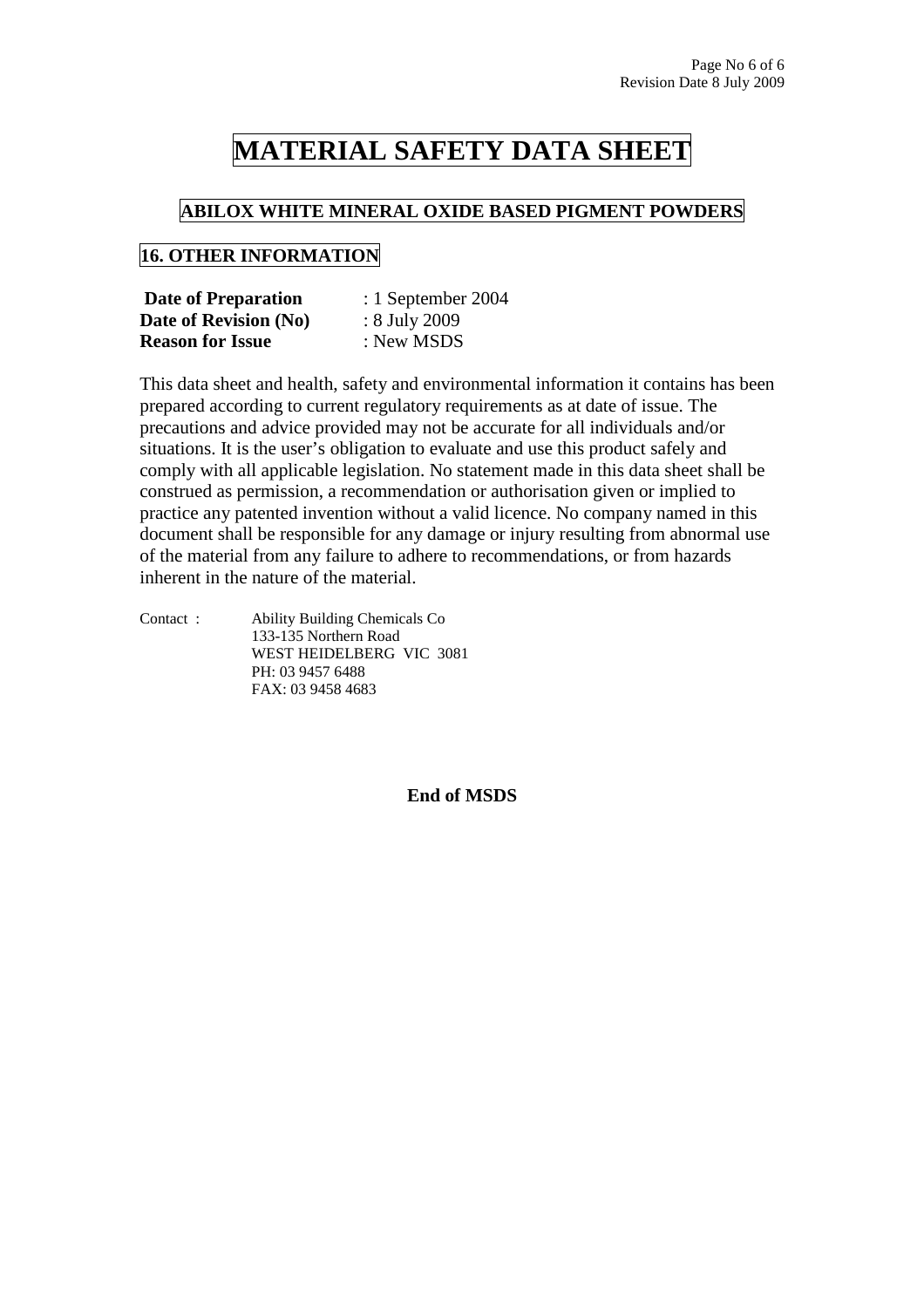# MATERIAL SAFETY DATA SHEET

## ABILOX WHITE MINERAL OXIDE BASED PIGMENT POWDERS

### 16. OTHER INFORMATION

**Date of Preparation** : 1 September 2004
**Date of Revision (No)** : 8 July 2009
**Reason for Issue** : New MSDS

This data sheet and health, safety and environmental information it contains has been prepared according to current regulatory requirements as at date of issue. The precautions and advice provided may not be accurate for all individuals and/or situations. It is the user's obligation to evaluate and use this product safely and comply with all applicable legislation. No statement made in this data sheet shall be construed as permission, a recommendation or authorisation given or implied to practice any patented invention without a valid licence. No company named in this document shall be responsible for any damage or injury resulting from abnormal use of the material from any failure to adhere to recommendations, or from hazards inherent in the nature of the material.

Contact : Ability Building Chemicals Co
133-135 Northern Road
WEST HEIDELBERG VIC 3081
PH: 03 9457 6488
FAX: 03 9458 4683

**End of MSDS**